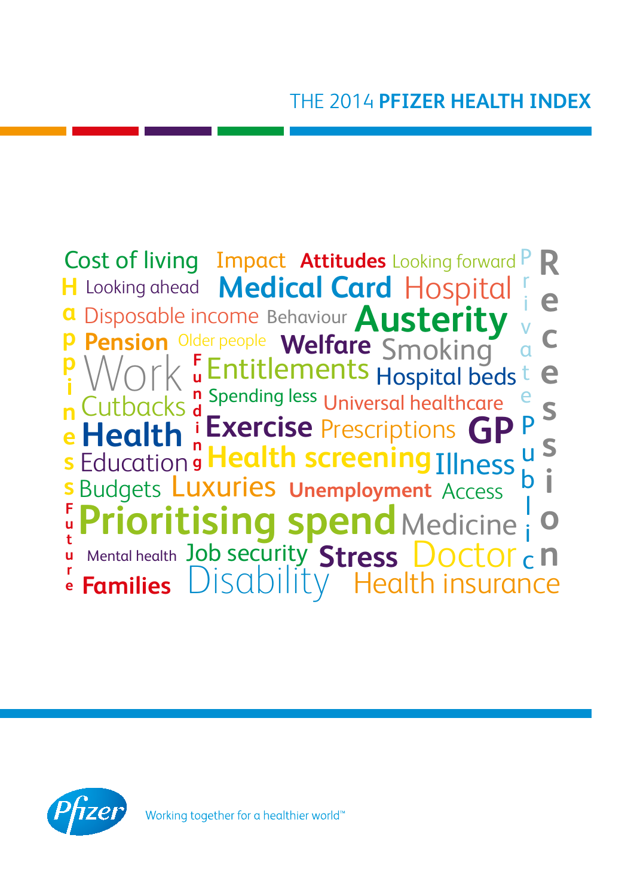# THE 2014 **PFIZER HEALTH INDEX**

Cost of living Impact **Attitudes** Looking forward

Looking ahead **Medical Card** Hospital

Disposable income Behaviour **Austerity**

**Pension** Older people **Welfare** Smoking

Work Entitlements Hospital beds

Cutbacks Spending less Universal healthcare

**Health** **Exercise** Prescriptions **GP**

Education **Health screening** Illness

Budgets Luxuries **Unemployment** Access

**Prioritising spend** Medicine

Mental health Job security **Stress** Doctor

**Families** Disability Health insurance

Happiness Funding Future Private Public **Recession**

Working together for a healthier world™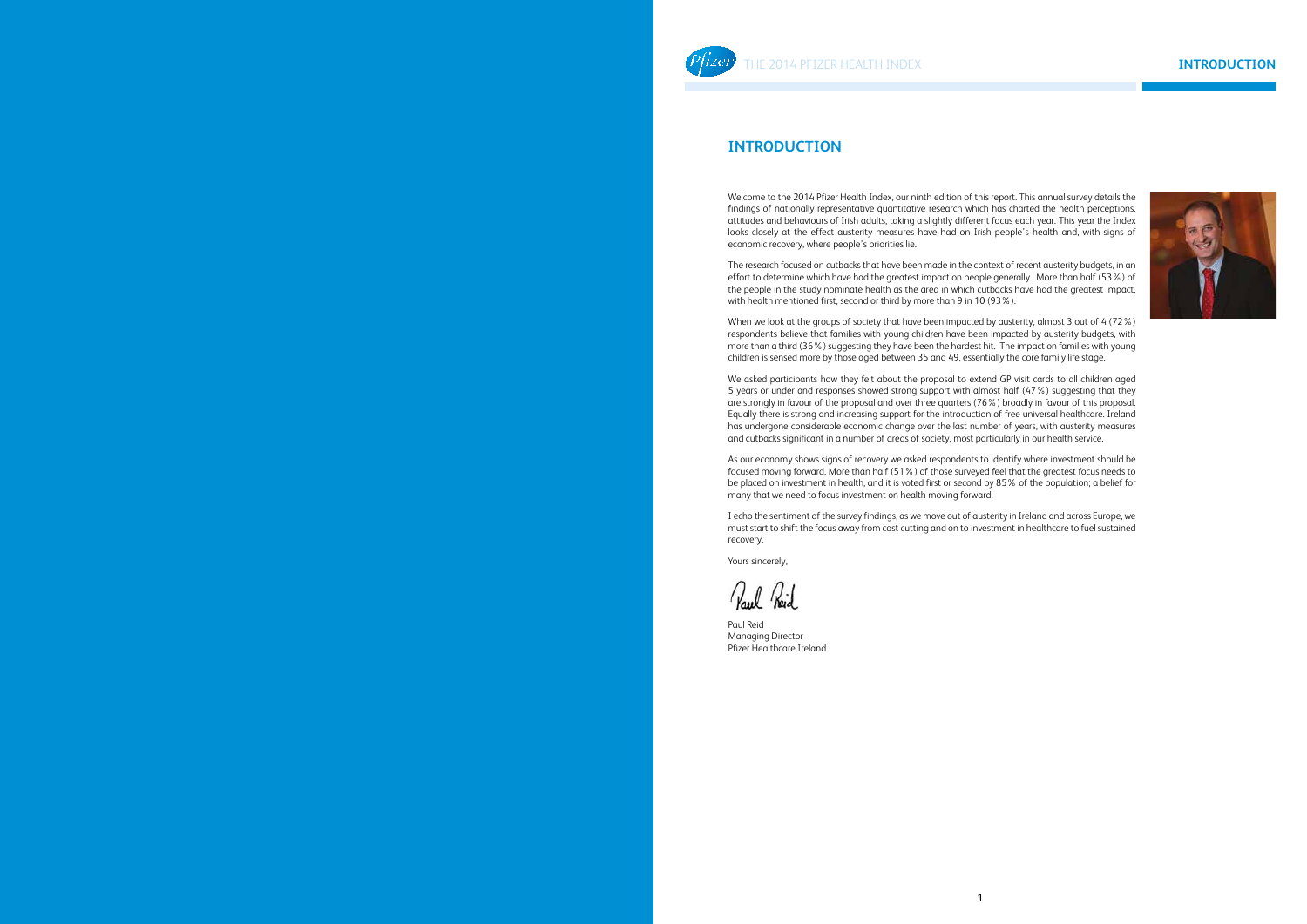# INTRODUCTION

Welcome to the 2014 Pfizer Health Index, our ninth edition of this report. This annual survey details the findings of nationally representative quantitative research which has charted the health perceptions, attitudes and behaviours of Irish adults, taking a slightly different focus each year. This year the Index looks closely at the effect austerity measures have had on Irish people's health and, with signs of economic recovery, where people's priorities lie.

The research focused on cutbacks that have been made in the context of recent austerity budgets, in an effort to determine which have had the greatest impact on people generally. More than half (53%) of the people in the study nominate health as the area in which cutbacks have had the greatest impact, with health mentioned first, second or third by more than 9 in 10 (93%).

When we look at the groups of society that have been impacted by austerity, almost 3 out of 4 (72%) respondents believe that families with young children have been impacted by austerity budgets, with more than a third (36%) suggesting they have been the hardest hit. The impact on families with young children is sensed more by those aged between 35 and 49, essentially the core family life stage.

We asked participants how they felt about the proposal to extend GP visit cards to all children aged 5 years or under and responses showed strong support with almost half (47%) suggesting that they are strongly in favour of the proposal and over three quarters (76%) broadly in favour of this proposal. Equally there is strong and increasing support for the introduction of free universal healthcare. Ireland has undergone considerable economic change over the last number of years, with austerity measures and cutbacks significant in a number of areas of society, most particularly in our health service.

As our economy shows signs of recovery we asked respondents to identify where investment should be focused moving forward. More than half (51%) of those surveyed feel that the greatest focus needs to be placed on investment in health, and it is voted first or second by 85% of the population; a belief for many that we need to focus investment on health moving forward.

I echo the sentiment of the survey findings, as we move out of austerity in Ireland and across Europe, we must start to shift the focus away from cost cutting and on to investment in healthcare to fuel sustained recovery.

Yours sincerely,

Paul Reid

Paul Reid
Managing Director
Pfizer Healthcare Ireland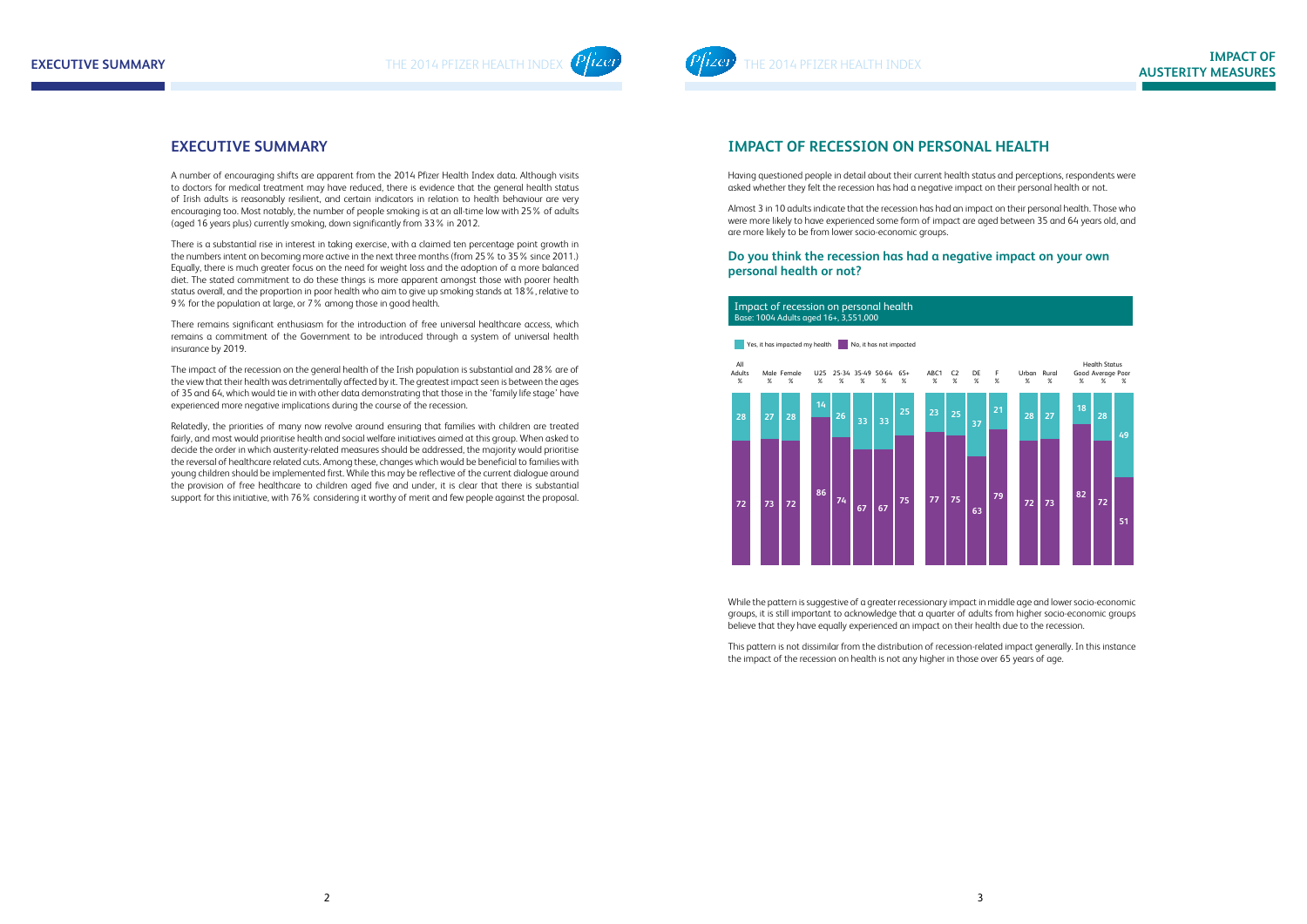## EXECUTIVE SUMMARY

A number of encouraging shifts are apparent from the 2014 Pfizer Health Index data. Although visits to doctors for medical treatment may have reduced, there is evidence that the general health status of Irish adults is reasonably resilient, and certain indicators in relation to health behaviour are very encouraging too. Most notably, the number of people smoking is at an all-time low with 25% of adults (aged 16 years plus) currently smoking, down significantly from 33% in 2012.

There is a substantial rise in interest in taking exercise, with a claimed ten percentage point growth in the numbers intent on becoming more active in the next three months (from 25% to 35% since 2011.) Equally, there is much greater focus on the need for weight loss and the adoption of a more balanced diet. The stated commitment to do these things is more apparent amongst those with poorer health status overall, and the proportion in poor health who aim to give up smoking stands at 18%, relative to 9% for the population at large, or 7% among those in good health.

There remains significant enthusiasm for the introduction of free universal healthcare access, which remains a commitment of the Government to be introduced through a system of universal health insurance by 2019.

The impact of the recession on the general health of the Irish population is substantial and 28% are of the view that their health was detrimentally affected by it. The greatest impact seen is between the ages of 35 and 64, which would tie in with other data demonstrating that those in the 'family life stage' have experienced more negative implications during the course of the recession.

Relatedly, the priorities of many now revolve around ensuring that families with children are treated fairly, and most would prioritise health and social welfare initiatives aimed at this group. When asked to decide the order in which austerity-related measures should be addressed, the majority would prioritise the reversal of healthcare related cuts. Among these, changes which would be beneficial to families with young children should be implemented first. While this may be reflective of the current dialogue around the provision of free healthcare to children aged five and under, it is clear that there is substantial support for this initiative, with 76% considering it worthy of merit and few people against the proposal.

## IMPACT OF RECESSION ON PERSONAL HEALTH

Having questioned people in detail about their current health status and perceptions, respondents were asked whether they felt the recession has had a negative impact on their personal health or not.

Almost 3 in 10 adults indicate that the recession has had an impact on their personal health. Those who were more likely to have experienced some form of impact are aged between 35 and 64 years old, and are more likely to be from lower socio-economic groups.

### Do you think the recession has had a negative impact on your own personal health or not?

Impact of recession on personal health
Base: 1004 Adults aged 16+, 3,551,000

| | All Adults % | Male % | Female % | U25 % | 25-34 % | 35-49 % | 50-64 % | 65+ % | ABC1 % | C2 % | DE % | F % | Urban % | Rural % | Health Status: Good % | Average % | Poor % |
|---|---|---|---|---|---|---|---|---|---|---|---|---|---|---|---|---|---|
| Yes, it has impacted my health | 28 | 27 | 28 | 14 | 26 | 33 | 33 | 25 | 23 | 25 | 37 | 21 | 28 | 27 | 18 | 28 | 49 |
| No, it has not impacted | 72 | 73 | 72 | 86 | 74 | 67 | 67 | 75 | 77 | 75 | 63 | 79 | 72 | 73 | 82 | 72 | 51 |

While the pattern is suggestive of a greater recessionary impact in middle age and lower socio-economic groups, it is still important to acknowledge that a quarter of adults from higher socio-economic groups believe that they have equally experienced an impact on their health due to the recession.

This pattern is not dissimilar from the distribution of recession-related impact generally. In this instance the impact of the recession on health is not any higher in those over 65 years of age.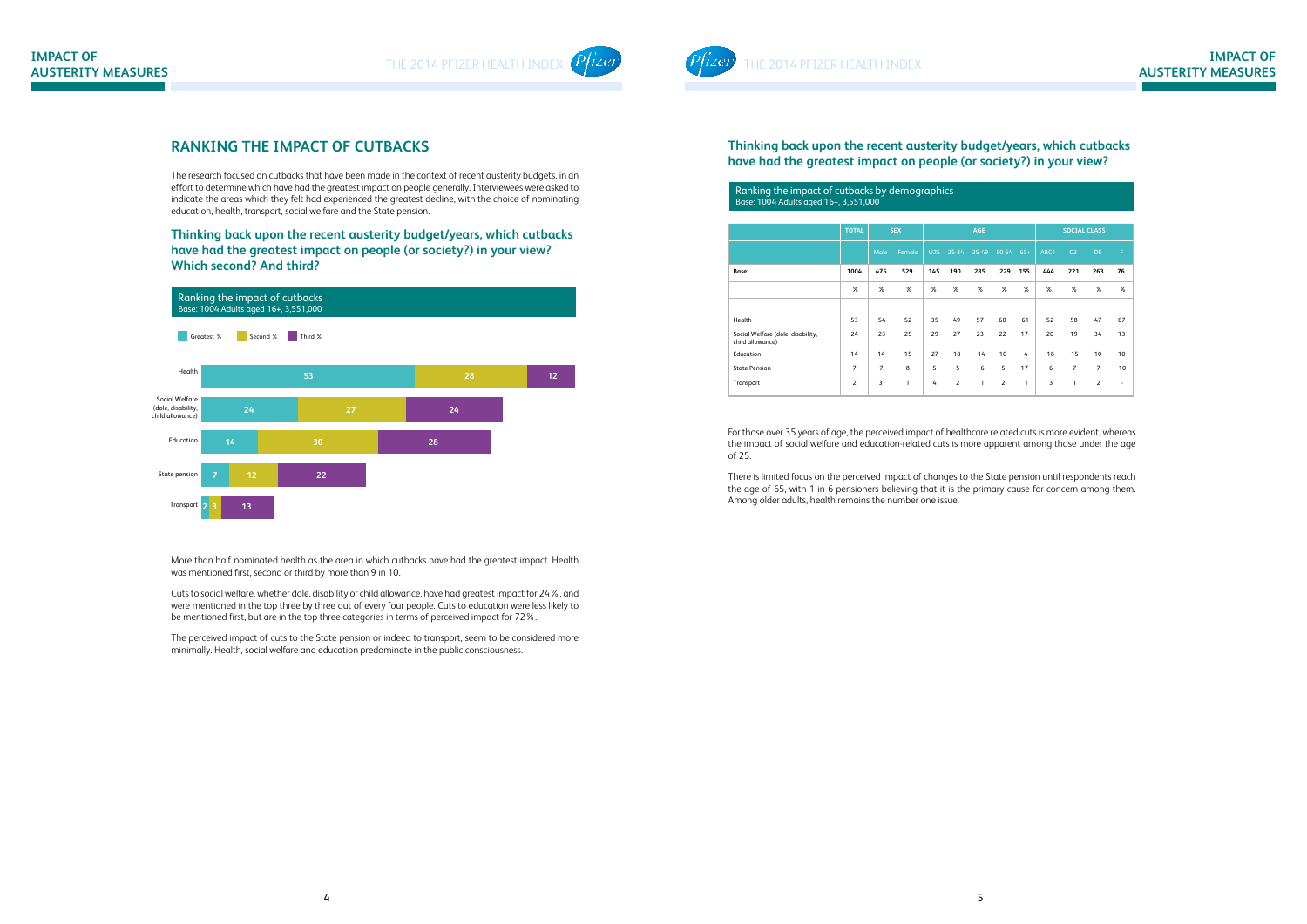# IMPACT OF AUSTERITY MEASURES

## RANKING THE IMPACT OF CUTBACKS

The research focused on cutbacks that have been made in the context of recent austerity budgets, in an effort to determine which have had the greatest impact on people generally. Interviewees were asked to indicate the areas which they felt had experienced the greatest decline, with the choice of nominating education, health, transport, social welfare and the State pension.

### Thinking back upon the recent austerity budget/years, which cutbacks have had the greatest impact on people (or society?) in your view? Which second? And third?

Ranking the impact of cutbacks
Base: 1004 Adults aged 16+, 3,551,000

| | Greatest % | Second % | Third % |
|---|---|---|---|
| Health | 53 | 28 | 12 |
| Social Welfare (dole, disability, child allowance) | 24 | 27 | 24 |
| Education | 14 | 30 | 28 |
| State pension | 7 | 12 | 22 |
| Transport | 2 | 3 | 13 |

More than half nominated health as the area in which cutbacks have had the greatest impact. Health was mentioned first, second or third by more than 9 in 10.

Cuts to social welfare, whether dole, disability or child allowance, have had greatest impact for 24%, and were mentioned in the top three by three out of every four people. Cuts to education were less likely to be mentioned first, but are in the top three categories in terms of perceived impact for 72%.

The perceived impact of cuts to the State pension or indeed to transport, seem to be considered more minimally. Health, social welfare and education predominate in the public consciousness.

### Thinking back upon the recent austerity budget/years, which cutbacks have had the greatest impact on people (or society?) in your view?

Ranking the impact of cutbacks by demographics
Base: 1004 Adults aged 16+, 3,551,000

| | TOTAL | SEX | | AGE | | | | | SOCIAL CLASS | | | |
|---|---|---|---|---|---|---|---|---|---|---|---|---|
| | | Male | Female | U25 | 25-34 | 35-49 | 50-64 | 65+ | ABC1 | C2 | DE | F |
| **Base:** | 1004 | 475 | 529 | 145 | 190 | 285 | 229 | 155 | 444 | 221 | 263 | 76 |
| | % | % | % | % | % | % | % | % | % | % | % | % |
| Health | 53 | 54 | 52 | 35 | 49 | 57 | 60 | 61 | 52 | 58 | 47 | 67 |
| Social Welfare (dole, disability, child allowance) | 24 | 23 | 25 | 29 | 27 | 23 | 22 | 17 | 20 | 19 | 34 | 13 |
| Education | 14 | 14 | 15 | 27 | 18 | 14 | 10 | 4 | 18 | 15 | 10 | 10 |
| State Pension | 7 | 7 | 8 | 5 | 5 | 6 | 5 | 17 | 6 | 7 | 7 | 10 |
| Transport | 2 | 3 | 1 | 4 | 2 | 1 | 2 | 1 | 3 | 1 | 2 | - |

For those over 35 years of age, the perceived impact of healthcare related cuts is more evident, whereas the impact of social welfare and education-related cuts is more apparent among those under the age of 25.

There is limited focus on the perceived impact of changes to the State pension until respondents reach the age of 65, with 1 in 6 pensioners believing that it is the primary cause for concern among them. Among older adults, health remains the number one issue.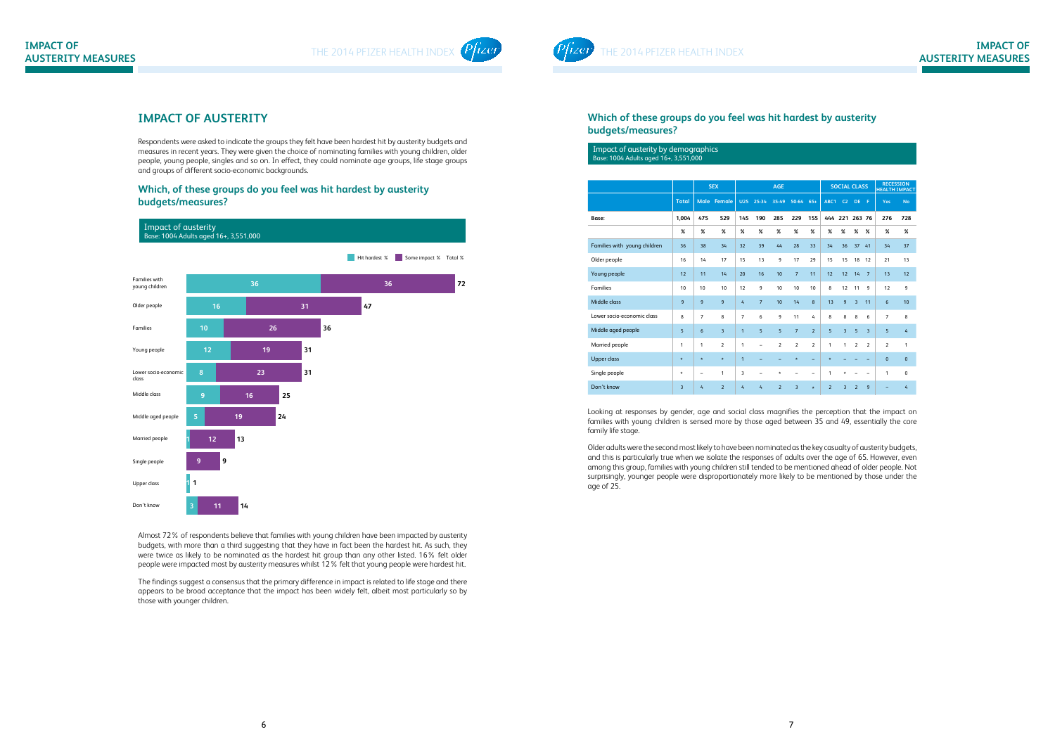# IMPACT OF AUSTERITY

Respondents were asked to indicate the groups they felt have been hardest hit by austerity budgets and measures in recent years. They were given the choice of nominating families with young children, older people, young people, singles and so on. In effect, they could nominate age groups, life stage groups and groups of different socio-economic backgrounds.

## Which, of these groups do you feel was hit hardest by austerity budgets/measures?

Impact of austerity
Base: 1004 Adults aged 16+, 3,551,000

| Group | Hit hardest % | Some impact % | Total % |
|---|---|---|---|
| Families with young children | 36 | 36 | 72 |
| Older people | 16 | 31 | 47 |
| Families | 10 | 26 | 36 |
| Young people | 12 | 19 | 31 |
| Lower socio-economic class | 8 | 23 | 31 |
| Middle class | 9 | 16 | 25 |
| Middle aged people | 5 | 19 | 24 |
| Married people | 1 | 12 | 13 |
| Single people | | 9 | 9 |
| Upper class | 1 | | 1 |
| Don't know | 3 | 11 | 14 |

Almost 72% of respondents believe that families with young children have been impacted by austerity budgets, with more than a third suggesting that they have in fact been the hardest hit. As such, they were twice as likely to be nominated as the hardest hit group than any other listed. 16% felt older people were impacted most by austerity measures whilst 12% felt that young people were hardest hit.

The findings suggest a consensus that the primary difference in impact is related to life stage and there appears to be broad acceptance that the impact has been widely felt, albeit most particularly so by those with younger children.

## Which of these groups do you feel was hit hardest by austerity budgets/measures?

Impact of austerity by demographics
Base: 1004 Adults aged 16+, 3,551,000

| | | SEX | | AGE | | | | | SOCIAL CLASS | | | RECESSION HEALTH IMPACT | |
|---|---|---|---|---|---|---|---|---|---|---|---|---|---|
| | Total | Male | Female | U25 | 25-34 | 35-49 | 50-64 | 65+ | ABC1 | C2 | DE | F | Yes | No |
| **Base:** | 1,004 | 475 | 529 | 145 | 190 | 285 | 229 | 155 | 444 | 221 | 263 | 76 | 276 | 728 |
| | % | % | % | % | % | % | % | % | % | % | % | % | % | % |
| Families with young children | 36 | 38 | 34 | 32 | 39 | 44 | 28 | 33 | 34 | 36 | 37 | 41 | 34 | 37 |
| Older people | 16 | 14 | 17 | 15 | 13 | 9 | 17 | 29 | 15 | 15 | 18 | 12 | 21 | 13 |
| Young people | 12 | 11 | 14 | 20 | 16 | 10 | 7 | 11 | 12 | 12 | 14 | 7 | 13 | 12 |
| Families | 10 | 10 | 10 | 12 | 9 | 10 | 10 | 10 | 8 | 12 | 11 | 9 | 12 | 9 |
| Middle class | 9 | 9 | 9 | 4 | 7 | 10 | 14 | 8 | 13 | 9 | 3 | 11 | 6 | 10 |
| Lower socio-economic class | 8 | 7 | 8 | 7 | 6 | 9 | 11 | 4 | 8 | 8 | 8 | 6 | 7 | 8 |
| Middle aged people | 5 | 6 | 3 | 1 | 5 | 5 | 7 | 2 | 5 | 3 | 5 | 3 | 5 | 4 |
| Married people | 1 | 1 | 2 | 1 | – | 2 | 2 | 2 | 1 | 1 | 2 | 2 | 2 | 1 |
| Upper class | * | * | * | 1 | – | – | * | – | * | – | – | – | 0 | 0 |
| Single people | * | – | 1 | 3 | – | * | – | – | 1 | * | – | – | 1 | 0 |
| Don't know | 3 | 4 | 2 | 4 | 4 | 2 | 3 | * | 2 | 3 | 2 | 9 | – | 4 |

Looking at responses by gender, age and social class magnifies the perception that the impact on families with young children is sensed more by those aged between 35 and 49, essentially the core family life stage.

Older adults were the second most likely to have been nominated as the key casualty of austerity budgets, and this is particularly true when we isolate the responses of adults over the age of 65. However, even among this group, families with young children still tended to be mentioned ahead of older people. Not surprisingly, younger people were disproportionately more likely to be mentioned by those under the age of 25.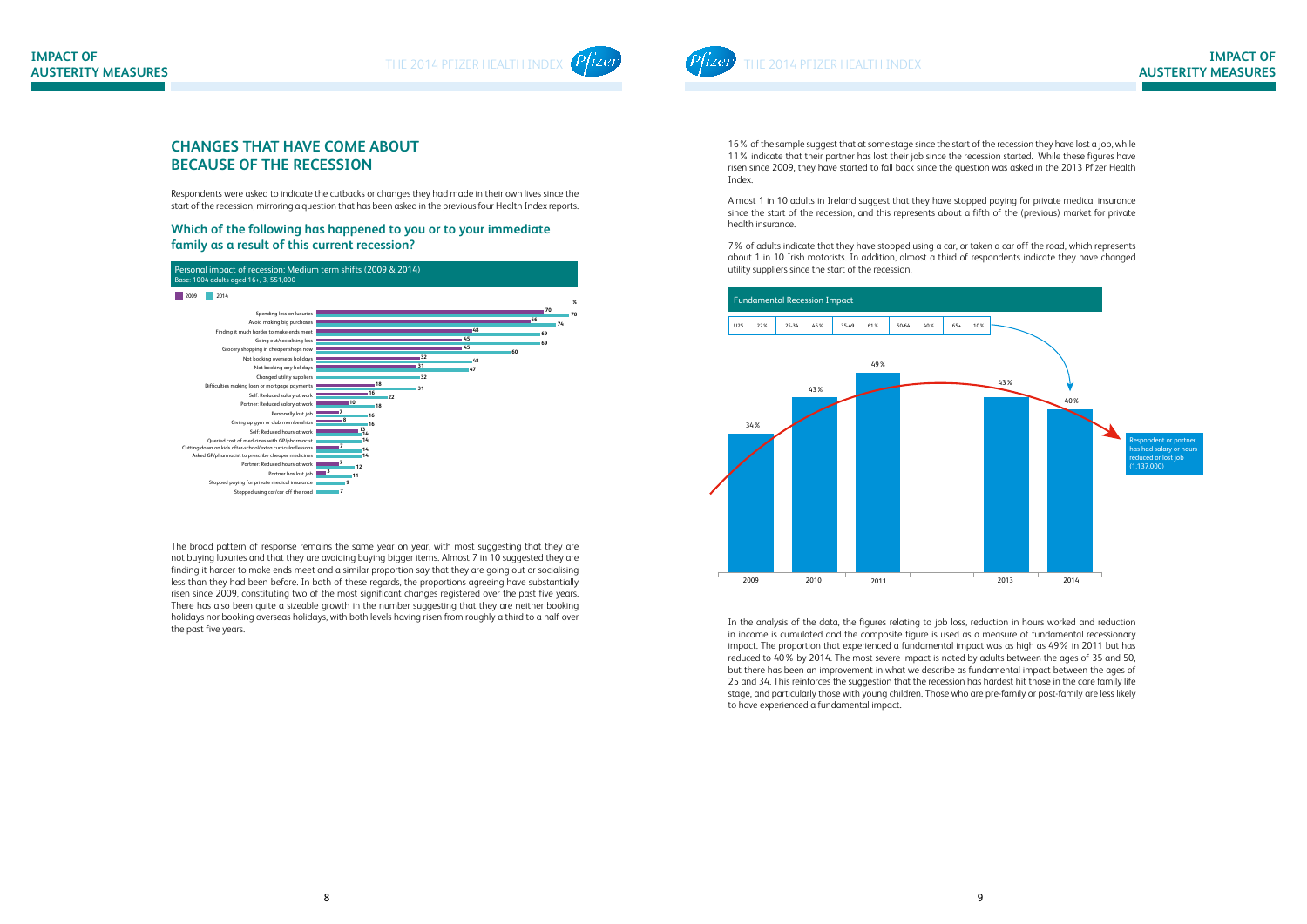## CHANGES THAT HAVE COME ABOUT BECAUSE OF THE RECESSION

Respondents were asked to indicate the cutbacks or changes they had made in their own lives since the start of the recession, mirroring a question that has been asked in the previous four Health Index reports.

### Which of the following has happened to you or to your immediate family as a result of this current recession?

Personal impact of recession: Medium term shifts (2009 & 2014)
Base: 1004 adults aged 16+, 3, 551,000

| % | 2009 | 2014 |
|---|---|---|
| Spending less on luxuries | 70 | 78 |
| Avoid making big purchases | 66 | 74 |
| Finding it much harder to make ends meet | 48 | 69 |
| Going out/socialising less | 45 | 69 |
| Grocery shopping in cheaper shops now | 45 | 60 |
| Not booking overseas holidays | 32 | 48 |
| Not booking any holidays | 31 | 47 |
| Changed utility suppliers | | 32 |
| Difficulties making loan or mortgage payments | 18 | 31 |
| Self: Reduced salary at work | 16 | 22 |
| Partner: Reduced salary at work | 10 | 18 |
| Personally lost job | 7 | 16 |
| Giving up gym or club memberships | 8 | 16 |
| Self: Reduced hours at work | 13 | 14 |
| Queried cost of medicines with GP/pharmacist | | 14 |
| Cutting down on kids after-school/extra curricular/lessons | 7 | 14 |
| Asked GP/pharmacist to prescribe cheaper medicines | | 14 |
| Partner: Reduced hours at work | 7 | 12 |
| Partner has lost job | 3 | 11 |
| Stopped paying for private medical insurance | | 9 |
| Stopped using car/car off the road | | 7 |

The broad pattern of response remains the same year on year, with most suggesting that they are not buying luxuries and that they are avoiding buying bigger items. Almost 7 in 10 suggested they are finding it harder to make ends meet and a similar proportion say that they are going out or socialising less than they had been before. In both of these regards, the proportions agreeing have substantially risen since 2009, constituting two of the most significant changes registered over the past five years. There has also been quite a sizeable growth in the number suggesting that they are neither booking holidays nor booking overseas holidays, with both levels having risen from roughly a third to a half over the past five years.

16% of the sample suggest that at some stage since the start of the recession they have lost a job, while 11% indicate that their partner has lost their job since the recession started. While these figures have risen since 2009, they have started to fall back since the question was asked in the 2013 Pfizer Health Index.

Almost 1 in 10 adults in Ireland suggest that they have stopped paying for private medical insurance since the start of the recession, and this represents about a fifth of the (previous) market for private health insurance.

7% of adults indicate that they have stopped using a car, or taken a car off the road, which represents about 1 in 10 Irish motorists. In addition, almost a third of respondents indicate they have changed utility suppliers since the start of the recession.

Fundamental Recession Impact

| U25 | 25-34 | 35-49 | 50-64 | 65+ |
|---|---|---|---|---|
| 22% | 46% | 61% | 40% | 10% |

| 2009 | 2010 | 2011 | 2013 | 2014 |
|---|---|---|---|---|
| 34% | 43% | 49% | 43% | 40% |

Respondent or partner has had salary or hours reduced or lost job (1,137,000)

In the analysis of the data, the figures relating to job loss, reduction in hours worked and reduction in income is cumulated and the composite figure is used as a measure of fundamental recessionary impact. The proportion that experienced a fundamental impact was as high as 49% in 2011 but has reduced to 40% by 2014. The most severe impact is noted by adults between the ages of 35 and 50, but there has been an improvement in what we describe as fundamental impact between the ages of 25 and 34. This reinforces the suggestion that the recession has hardest hit those in the core family life stage, and particularly those with young children. Those who are pre-family or post-family are less likely to have experienced a fundamental impact.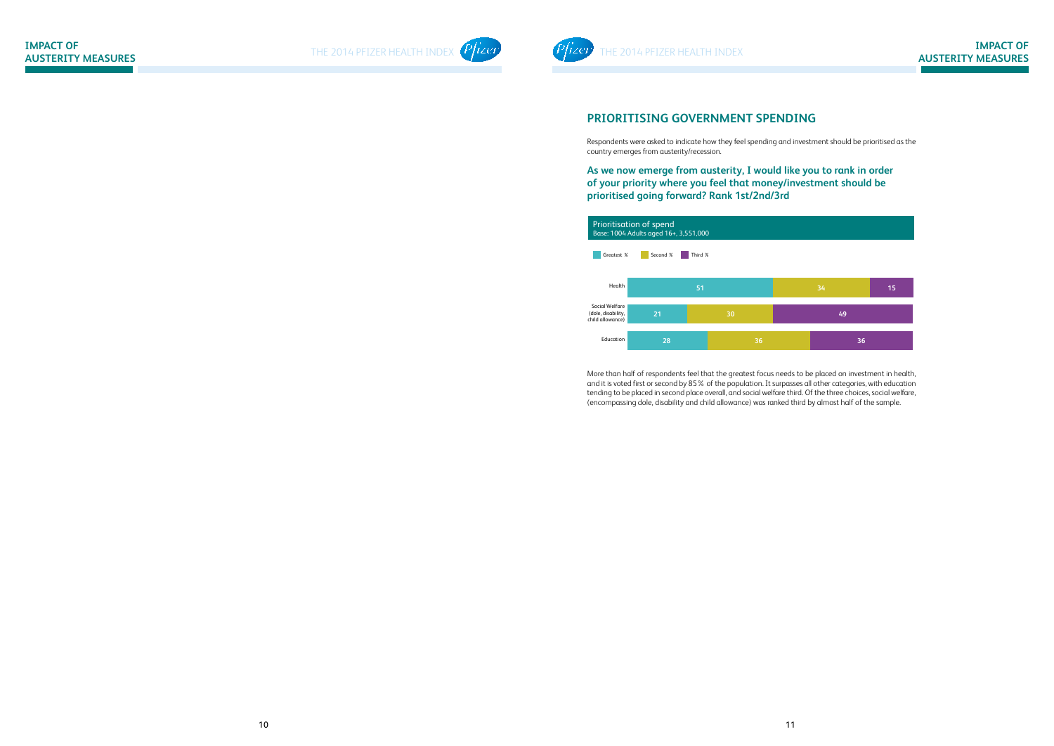## PRIORITISING GOVERNMENT SPENDING

Respondents were asked to indicate how they feel spending and investment should be prioritised as the country emerges from austerity/recession.

### As we now emerge from austerity, I would like you to rank in order of your priority where you feel that money/investment should be prioritised going forward? Rank 1st/2nd/3rd

**Prioritisation of spend**
Base: 1004 Adults aged 16+, 3,551,000

| | Greatest % | Second % | Third % |
|---|---|---|---|
| Health | 51 | 34 | 15 |
| Social Welfare (dole, disability, child allowance) | 21 | 30 | 49 |
| Education | 28 | 36 | 36 |

More than half of respondents feel that the greatest focus needs to be placed on investment in health, and it is voted first or second by 85% of the population. It surpasses all other categories, with education tending to be placed in second place overall, and social welfare third. Of the three choices, social welfare, (encompassing dole, disability and child allowance) was ranked third by almost half of the sample.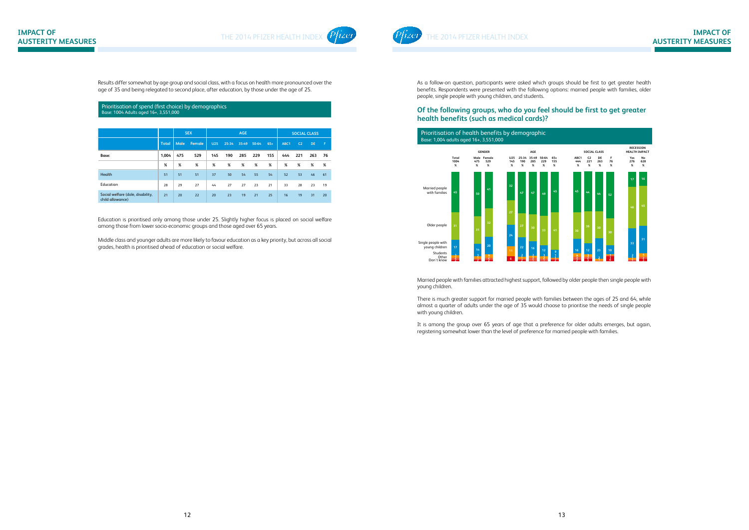Results differ somewhat by age group and social class, with a focus on health more pronounced over the age of 35 and being relegated to second place, after education, by those under the age of 25.

**Prioritisation of spend (first choice) by demographics**
Base: 1004 Adults aged 16+, 3,551,000

| | | SEX | | AGE | | | | | SOCIAL CLASS | | | |
|---|---|---|---|---|---|---|---|---|---|---|---|---|
| | Total | Male | Female | U25 | 25-34 | 35-49 | 50-64 | 65+ | ABC1 | C2 | DE | F |
| **Base:** | 1,004 | 475 | 529 | 145 | 190 | 285 | 229 | 155 | 444 | 221 | 263 | 76 |
| | % | % | % | % | % | % | % | % | % | % | % | % |
| Health | 51 | 51 | 51 | 37 | 50 | 54 | 55 | 54 | 52 | 53 | 46 | 61 |
| Education | 28 | 29 | 27 | 44 | 27 | 27 | 23 | 21 | 33 | 28 | 23 | 19 |
| Social welfare (dole, disability, child allowance) | 21 | 20 | 22 | 20 | 23 | 19 | 21 | 25 | 16 | 19 | 31 | 20 |

Education is prioritised only among those under 25. Slightly higher focus is placed on social welfare among those from lower socio-economic groups and those aged over 65 years.

Middle class and younger adults are more likely to favour education as a key priority, but across all social grades, health is prioritised ahead of education or social welfare.

As a follow-on question, participants were asked which groups should be first to get greater health benefits. Respondents were presented with the following options: married people with families, older people, single people with young children, and students.

## Of the following groups, who do you feel should be first to get greater health benefits (such as medical cards)?

**Prioritisation of health benefits by demographic**
Base: 1,004 adults aged 16+, 3,551,000

| | Total | GENDER | | AGE | | | | | SOCIAL CLASS | | | | RECESSION HEALTH IMPACT | |
|---|---|---|---|---|---|---|---|---|---|---|---|---|---|---|
| | Total | Male | Female | U25 | 25-34 | 35-49 | 50-64 | 65+ | ABC1 | C2 | DE | F | Yes | No |
| Base | 1004 | 475 | 529 | 145 | 190 | 285 | 229 | 155 | 444 | 221 | 263 | 76 | 276 | 628 |
| | % | % | % | % | % | % | % | % | % | % | % | % | % | % |
| Married people with families | 45 | 50 | 41 | 32 | 47 | 47 | 49 | 45 | 45 | 44 | 44 | 52 | 17 | 16 |
| Older people | 31 | 31 | 32 | 27 | 27 | 30 | 33 | 41 | 30 | 38 | 30 | 30 | 46 | 45 |
| Single people with young children | 17 | 14 | 20 | 24 | 22 | 16 | 12 | 9 | 16 | 12 | 23 | 10 | 33 | 31 |
| Students | | | | 11 | | | | | | | | | | |
| Other | | | | | | | | | | | | | | |
| Don't know | | | | 6 | | | | | | | | | | |

Married people with families attracted highest support, followed by older people then single people with young children.

There is much greater support for married people with families between the ages of 25 and 64, while almost a quarter of adults under the age of 35 would choose to prioritise the needs of single people with young children.

It is among the group over 65 years of age that a preference for older adults emerges, but again, registering somewhat lower than the level of preference for married people with families.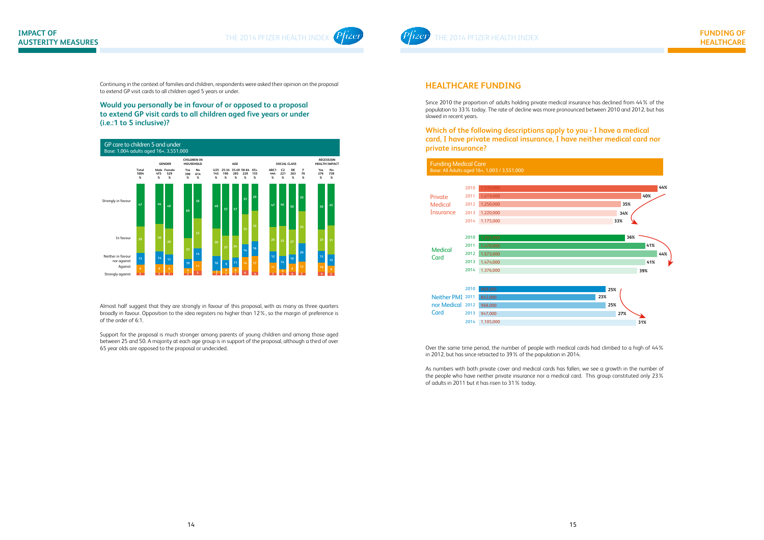## IMPACT OF AUSTERITY MEASURES

Continuing in the context of families and children, respondents were asked their opinion on the proposal to extend GP visit cards to all children aged 5 years or under.

### Would you personally be in favour of or opposed to a proposal to extend GP visit cards to all children aged five years or under (i.e.:1 to 5 inclusive)?

**GP care to children 5 and under**
Base: 1,004 adults aged 16+, 3,551,000

| | Total | Male | Female | Children Yes | Children No | U25 | 25-34 | 35-49 | 50-64 | 65+ | ABC1 | C2 | DE | F | Recession Yes | Recession No |
|---|---|---|---|---|---|---|---|---|---|---|---|---|---|---|---|---|
| Base | 1004 | 475 | 529 | 390 | 614 | 145 | 190 | 285 | 229 | 155 | 444 | 221 | 263 | 76 | 276 | 728 |
| | % | % | % | % | % | % | % | % | % | % | % | % | % | % | % | % |
| Strongly in favour | 47 | 44 | 49 | 60 | 38 | 49 | 57 | 57 | 33 | 29 | 47 | 46 | 50 | 30 | 50 | 45 |
| In favour | 29 | 30 | 28 | 23 | 33 | 30 | 27 | 24 | 33 | 33 | 26 | 33 | 27 | 35 | 23 | 31 |
| Neither in favour nor against | 13 | 14 | 11 | 10 | 14 | 16 | 9 | 11 | 14 | 16 | 12 | 14 | 10 | 20 | 13 | 12 |
| Against | 9 | 9 | 9 | 6 | 11 | 3 | 6 | 6 | 14 | 17 | 11 | 4 | 9 | 12 | 10 | 8 |
| Strongly against | 3 | 3 | 3 | 2 | 5 | 2 | 2 | 3 | 6 | 4 | 3 | 3 | 4 | 3 | 4 | 3 |

Almost half suggest that they are strongly in favour of this proposal, with as many as three quarters broadly in favour. Opposition to the idea registers no higher than 12%, so the margin of preference is of the order of 6:1.

Support for the proposal is much stronger among parents of young children and among those aged between 25 and 50. A majority at each age group is in support of the proposal, although a third of over 65 year olds are opposed to the proposal or undecided.

## FUNDING OF HEALTHCARE

## HEALTHCARE FUNDING

Since 2010 the proportion of adults holding private medical insurance has declined from 44% of the population to 33% today. The rate of decline was more pronounced between 2010 and 2012, but has slowed in recent years.

### Which of the following descriptions apply to you - I have a medical card, I have private medical insurance, I have neither medical card nor private insurance?

**Funding Medical Care**
Base: All Adults aged 16+, 1,003 / 3,551,000

| | Year | Number | % |
|---|---|---|---|
| Private Medical Insurance | 2010 | 1,539,000 | 44% |
| | 2011 | 1,419,000 | 40% |
| | 2012 | 1,250,000 | 35% |
| | 2013 | 1,220,000 | 34% |
| | 2014 | 1,175,000 | 33% |
| Medical Card | 2010 | 1,261,000 | 36% |
| | 2011 | 1,470,000 | 41% |
| | 2012 | 1,573,000 | 44% |
| | 2013 | 1,474,000 | 41% |
| | 2014 | 1,376,000 | 39% |
| Neither PMI nor Medical Card | 2010 | 886,000 | 25% |
| | 2011 | 842,000 | 23% |
| | 2012 | 968,000 | 25% |
| | 2013 | 947,000 | 27% |
| | 2014 | 1,105,000 | 31% |

Over the same time period, the number of people with medical cards had climbed to a high of 44% in 2012, but has since retracted to 39% of the population in 2014.

As numbers with both private cover and medical cards has fallen, we see a growth in the number of the people who have neither private insurance nor a medical card. This group constituted only 23% of adults in 2011 but it has risen to 31% today.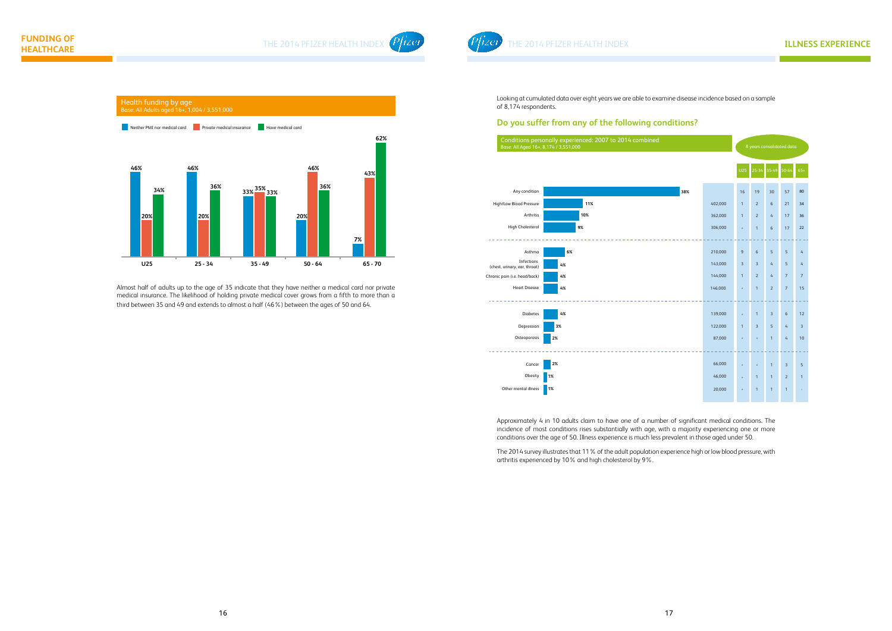## FUNDING OF HEALTHCARE

### Health funding by age

Base: All Adults aged 16+, 1,004 / 3,551,000

| | U25 | 25 - 34 | 35 - 49 | 50 - 64 | 65 - 70 |
|---|---|---|---|---|---|
| Neither PMI nor medical card | 46% | 46% | 33% | 20% | 7% |
| Private medical insurance | 20% | 20% | 35% | 46% | 43% |
| Have medical card | 34% | 36% | 33% | 36% | 62% |

Almost half of adults up to the age of 35 indicate that they have neither a medical card nor private medical insurance. The likelihood of holding private medical cover grows from a fifth to more than a third between 35 and 49 and extends to almost a half (46%) between the ages of 50 and 64.

## ILLNESS EXPERIENCE

Looking at cumulated data over eight years we are able to examine disease incidence based on a sample of 8,174 respondents.

### Do you suffer from any of the following conditions?

Conditions personally experienced: 2007 to 2014 combined

Base: All Aged 16+, 8,174 / 3,551,000

| Condition | % | | 8 years consolidated data | | | | |
|---|---|---|---|---|---|---|---|
| | | | U25 | 25-34 | 35-49 | 50-64 | 65+ |
| Any condition | 38% | | 16 | 19 | 30 | 57 | 80 |
| High/Low Blood Pressure | 11% | 402,000 | 1 | 2 | 6 | 21 | 34 |
| Arthritis | 10% | 362,000 | 1 | 2 | 4 | 17 | 36 |
| High Cholesterol | 9% | 306,000 | * | 1 | 6 | 17 | 22 |
| Asthma | 6% | 210,000 | 9 | 6 | 5 | 5 | 4 |
| Infections (chest, urinary, ear, throat) | 4% | 143,000 | 3 | 3 | 4 | 5 | 4 |
| Chronic pain (i.e. head/back) | 4% | 144,000 | 1 | 2 | 4 | 7 | 7 |
| Heart Disease | 4% | 146,000 | * | 1 | 2 | 7 | 15 |
| Diabetes | 4% | 139,000 | * | 1 | 3 | 6 | 12 |
| Depression | 3% | 122,000 | 1 | 3 | 5 | 4 | 3 |
| Osteoporosis | 2% | 87,000 | * | * | 1 | 4 | 10 |
| Cancer | 2% | 66,000 | * | * | 1 | 3 | 5 |
| Obesity | 1% | 46,000 | * | 1 | 1 | 2 | 1 |
| Other mental illness | 1% | 20,000 | * | 1 | 1 | 1 | - |

Approximately 4 in 10 adults claim to have one of a number of significant medical conditions. The incidence of most conditions rises substantially with age, with a majority experiencing one or more conditions over the age of 50. Illness experience is much less prevalent in those aged under 50.

The 2014 survey illustrates that 11% of the adult population experience high or low blood pressure, with arthritis experienced by 10% and high cholesterol by 9%.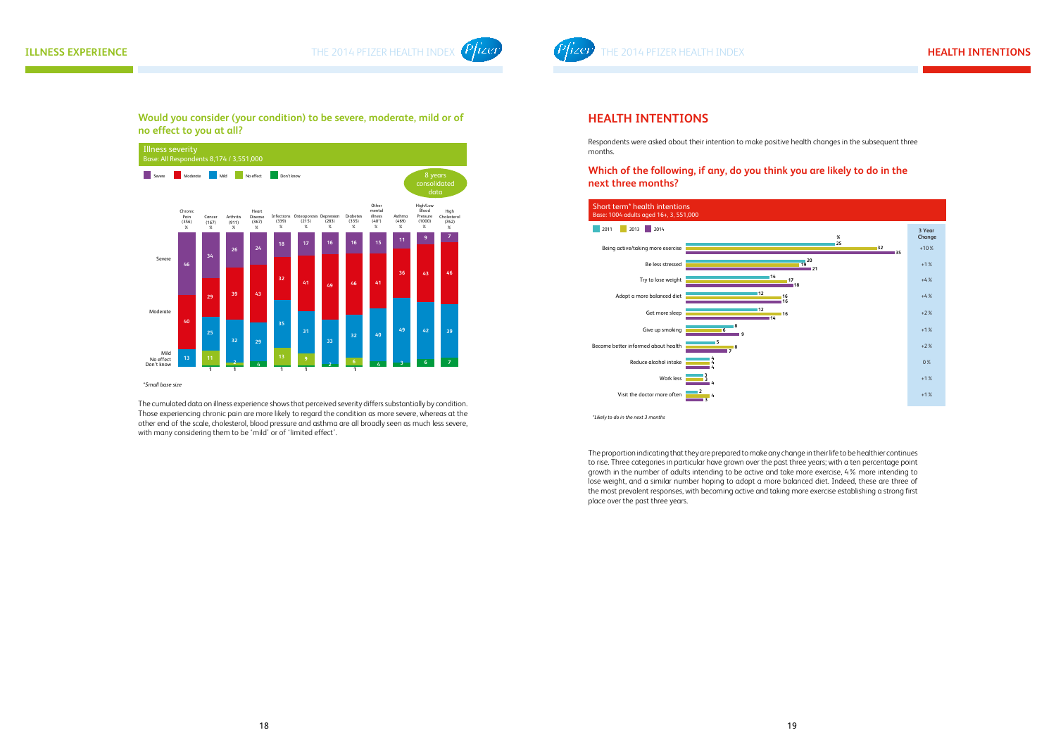## ILLNESS EXPERIENCE

### Would you consider (your condition) to be severe, moderate, mild or of no effect to you at all?

**Illness severity**
Base: All Respondents 8,174 / 3,551,000

8 years consolidated data

| | Chronic Pain (356) % | Cancer (167) % | Arthritis (911) % | Heart Disease (367) % | Infections (339) % | Osteoporosis (215) % | Depression (283) % | Diabetes (335) % | Other mental illness (40*) % | Asthma (469) % | High/Low Blood Pressure (1000) % | High Cholesterol (762) % |
|---|---|---|---|---|---|---|---|---|---|---|---|---|
| Severe | 46 | 34 | 26 | 24 | 18 | 17 | 16 | 16 | 15 | 11 | 9 | 7 |
| Moderate | 40 | 29 | 39 | 43 | 32 | 41 | 49 | 46 | 41 | 36 | 43 | 46 |
| Mild | 13 | 25 | 32 | 29 | 35 | 31 | 33 | 32 | 40 | 49 | 42 | 39 |
| No effect | | 11 | 2 | | 13 | 9 | 2 | 6 | | | | |
| Don't know | | 1 | 1 | 4 | 1 | 1 | | 1 | 4 | 3 | 6 | 7 |

*Small base size

The cumulated data on illness experience shows that perceived severity differs substantially by condition. Those experiencing chronic pain are more likely to regard the condition as more severe, whereas at the other end of the scale, cholesterol, blood pressure and asthma are all broadly seen as much less severe, with many considering them to be 'mild' or of 'limited effect'.

## HEALTH INTENTIONS

Respondents were asked about their intention to make positive health changes in the subsequent three months.

### Which of the following, if any, do you think you are likely to do in the next three months?

**Short term* health intentions**
Base: 1004 adults aged 16+, 3, 551,000

| | 2011 % | 2013 % | 2014 % | 3 Year Change |
|---|---|---|---|---|
| Being active/taking more exercise | 25 | 32 | 35 | +10% |
| Be less stressed | 20 | 19 | 21 | +1% |
| Try to lose weight | 14 | 17 | 18 | +4% |
| Adopt a more balanced diet | 12 | 16 | 16 | +4% |
| Get more sleep | 12 | 16 | 14 | +2% |
| Give up smoking | 8 | 6 | 9 | +1% |
| Become better informed about health | 5 | 8 | 7 | +2% |
| Reduce alcohol intake | 4 | 4 | 4 | 0% |
| Work less | 3 | 3 | 4 | +1% |
| Visit the doctor more often | 2 | 4 | 3 | +1% |

*Likely to do in the next 3 months

The proportion indicating that they are prepared to make any change in their life to be healthier continues to rise. Three categories in particular have grown over the past three years; with a ten percentage point growth in the number of adults intending to be active and take more exercise, 4% more intending to lose weight, and a similar number hoping to adopt a more balanced diet. Indeed, these are three of the most prevalent responses, with becoming active and taking more exercise establishing a strong first place over the past three years.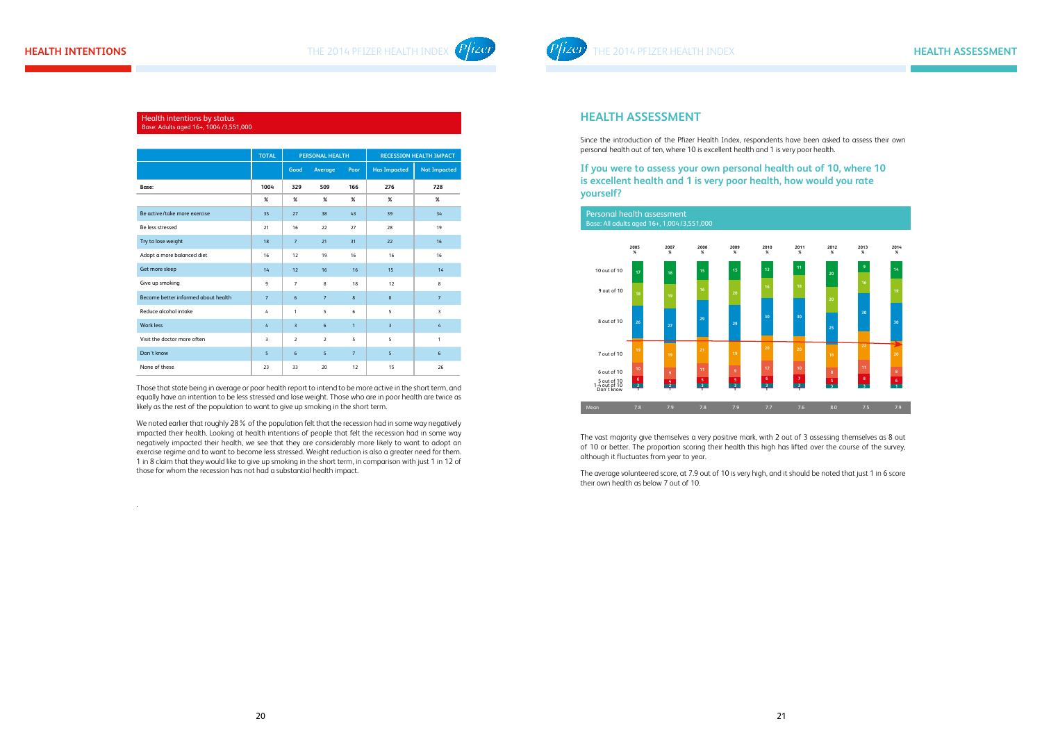## HEALTH INTENTIONS

### Health intentions by status
Base: Adults aged 16+, 1004 /3,551,000

| | TOTAL | PERSONAL HEALTH | | | RECESSION HEALTH IMPACT | |
|---|---|---|---|---|---|---|
| | | Good | Average | Poor | Has Impacted | Not Impacted |
| Base: | 1004 | 329 | 509 | 166 | 276 | 728 |
| | % | % | % | % | % | % |
| Be active/take more exercise | 35 | 27 | 38 | 43 | 39 | 34 |
| Be less stressed | 21 | 16 | 22 | 27 | 28 | 19 |
| Try to lose weight | 18 | 7 | 21 | 31 | 22 | 16 |
| Adopt a more balanced diet | 16 | 12 | 19 | 16 | 16 | 16 |
| Get more sleep | 14 | 12 | 16 | 16 | 15 | 14 |
| Give up smoking | 9 | 7 | 8 | 18 | 12 | 8 |
| Become better informed about health | 7 | 6 | 7 | 8 | 8 | 7 |
| Reduce alcohol intake | 4 | 1 | 5 | 6 | 5 | 3 |
| Work less | 4 | 3 | 6 | 1 | 3 | 4 |
| Visit the doctor more often | 3 | 2 | 2 | 5 | 5 | 1 |
| Don't know | 5 | 6 | 5 | 7 | 5 | 6 |
| None of these | 23 | 33 | 20 | 12 | 15 | 26 |

Those that state being in average or poor health report to intend to be more active in the short term, and equally have an intention to be less stressed and lose weight. Those who are in poor health are twice as likely as the rest of the population to want to give up smoking in the short term.

We noted earlier that roughly 28 % of the population felt that the recession had in some way negatively impacted their health. Looking at health intentions of people that felt the recession had in some way negatively impacted their health, we see that they are considerably more likely to want to adopt an exercise regime and to want to become less stressed. Weight reduction is also a greater need for them. 1 in 8 claim that they would like to give up smoking in the short term, in comparison with just 1 in 12 of those for whom the recession has not had a substantial health impact.

## HEALTH ASSESSMENT

Since the introduction of the Pfizer Health Index, respondents have been asked to assess their own personal health out of ten, where 10 is excellent health and 1 is very poor health.

### If you were to assess your own personal health out of 10, where 10 is excellent health and 1 is very poor health, how would you rate yourself?

### Personal health assessment
Base: All adults aged 16+, 1,004 /3,551,000

| | 2005 % | 2007 % | 2008 % | 2009 % | 2010 % | 2011 % | 2012 % | 2013 % | 2014 % |
|---|---|---|---|---|---|---|---|---|---|
| 10 out of 10 | 17 | 18 | 15 | 15 | 13 | 11 | 20 | 9 | 14 |
| 9 out of 10 | 18 | 19 | 16 | 20 | 16 | 18 | 20 | 16 | 19 |
| 8 out of 10 | 26 | 27 | 29 | 29 | 30 | 30 | 25 | 30 | 30 |
| 7 out of 10 | 19 | 19 | 21 | 19 | 20 | 20 | 18 | 22 | 20 |
| 6 out of 10 | 10 | 9 | 11 | 9 | 12 | 10 | 8 | 11 | 8 |
| 5 out of 10 | 6 | 4 | 5 | 5 | 6 | 7 | 5 | 8 | 6 |
| 1-4 out of 10 | 3 | 2 | 3 | 3 | 3 | 3 | 3 | 3 | 1 |
| Don't know | 1 | 1 | 1 | 1 | 1 | 1 | | | |
| Mean | 7.8 | 7.9 | 7.8 | 7.9 | 7.7 | 7.6 | 8.0 | 7.5 | 7.9 |

The vast majority give themselves a very positive mark, with 2 out of 3 assessing themselves as 8 out of 10 or better. The proportion scoring their health this high has lifted over the course of the survey, although it fluctuates from year to year.

The average volunteered score, at 7.9 out of 10 is very high, and it should be noted that just 1 in 6 score their own health as below 7 out of 10.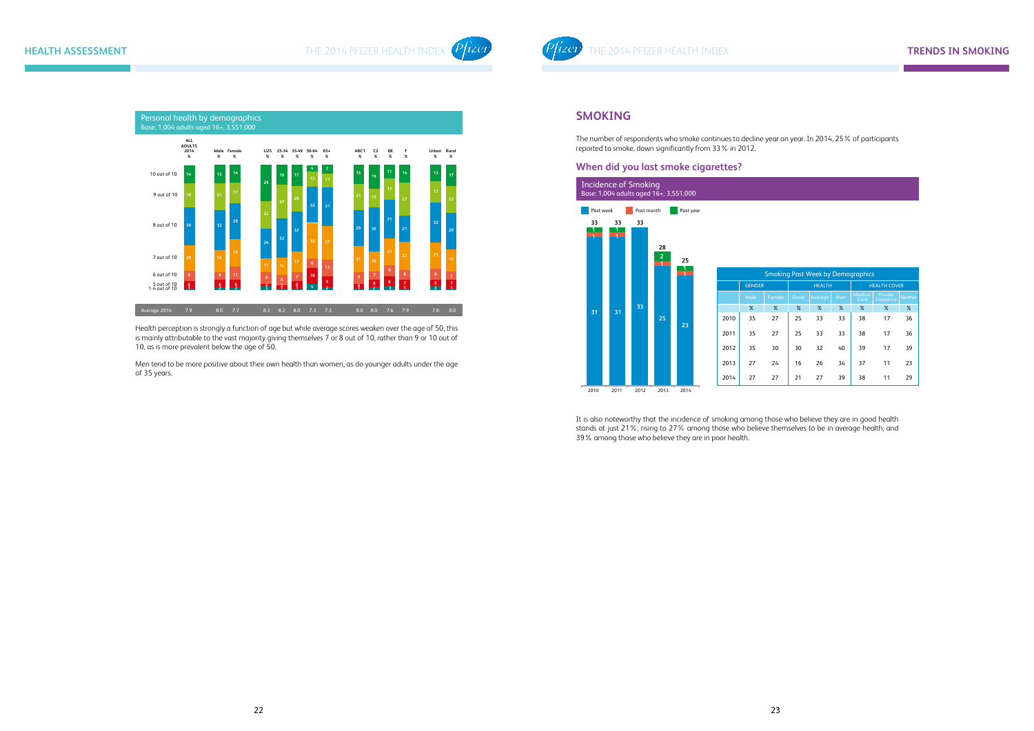## Personal health by demographics

Base: 1,004 adults aged 16+, 3,551,000

| | ALL ADULTS 2014 % | Male % | Female % | U25 % | 25-34 % | 35-49 % | 50-64 % | 65+ % | ABC1 % | C2 % | DE % | F % | Urban % | Rural % |
|---|---|---|---|---|---|---|---|---|---|---|---|---|---|---|
| 10 out of 10 | 14 | 15 | 14 | 29 | 16 | 17 | 4 | 7 | 15 | 19 | 11 | 14 | 13 | 17 |
| 9 out of 10 | 19 | 21 | 17 | 22 | 27 | 20 | 13 | 11 | 21 | 15 | 17 | 27 | 17 | 22 |
| 8 out of 10 | 30 | 32 | 29 | 24 | 32 | 32 | 32 | 31 | 29 | 36 | 31 | 21 | 32 | 29 |
| 7 out of 10 | 20 | 18 | 22 | 11 | 14 | 17 | 32 | 27 | 21 | 16 | 21 | 23 | 21 | 18 |
| 6 out of 10 | 8 | 6 | 11 | 9 | 8 | 7 | 6 | 13 | 9 | 7 | 9 | 8 | 9 | 7 |
| 5 out of 10 | 6 | 6 | 6 | 2 | 3 | 6 | 10 | 9 | 5 | 6 | 8 | 7 | 5 | 7 |
| 1-4 out of 10 | 1 | 2 | 2 | 3 | 1 | 1 | 4 | 2 | 1 | 2 | 3 | 1 | 3 | 1 |
| Average 2014 | 7.9 | 8.0 | 7.7 | 8.3 | 8.2 | 8.0 | 7.3 | 7.3 | 8.0 | 8.0 | 7.6 | 7.9 | 7.8 | 8.0 |

Health perception is strongly a function of age but while average scores weaken over the age of 50, this is mainly attributable to the vast majority giving themselves 7 or 8 out of 10, rather than 9 or 10 out of 10, as is more prevalent below the age of 50.

Men tend to be more positive about their own health than women, as do younger adults under the age of 35 years.

## SMOKING

The number of respondents who smoke continues to decline year on year. In 2014, 25% of participants reported to smoke, down significantly from 33% in 2012.

### When did you last smoke cigarettes?

**Incidence of Smoking**

Base: 1,004 adults aged 16+, 3,551,000

| | Past week | Past month | Past year | Total |
|---|---|---|---|---|
| 2010 | 31 | 1 | 1 | 33 |
| 2011 | 31 | 1 | 1 | 33 |
| 2012 | 33 | | | 33 |
| 2013 | 25 | 1 | 2 | 28 |
| 2014 | 23 | 1 | 1 | 25 |

**Smoking Past Week by Demographics**

| | GENDER | | HEALTH | | | HEALTH COVER | | |
|---|---|---|---|---|---|---|---|---|
| | Male | Female | Good | Average | Poor | Medical Card | Private Insurance | Neither |
| | % | % | % | % | % | % | % | % |
| 2010 | 35 | 27 | 25 | 33 | 33 | 38 | 17 | 36 |
| 2011 | 35 | 27 | 25 | 33 | 33 | 38 | 17 | 36 |
| 2012 | 35 | 30 | 30 | 32 | 40 | 39 | 17 | 39 |
| 2013 | 27 | 24 | 16 | 26 | 34 | 37 | 11 | 23 |
| 2014 | 27 | 27 | 21 | 27 | 39 | 38 | 11 | 29 |

It is also noteworthy that the incidence of smoking among those who believe they are in good health stands at just 21%, rising to 27% among those who believe themselves to be in average health, and 39% among those who believe they are in poor health.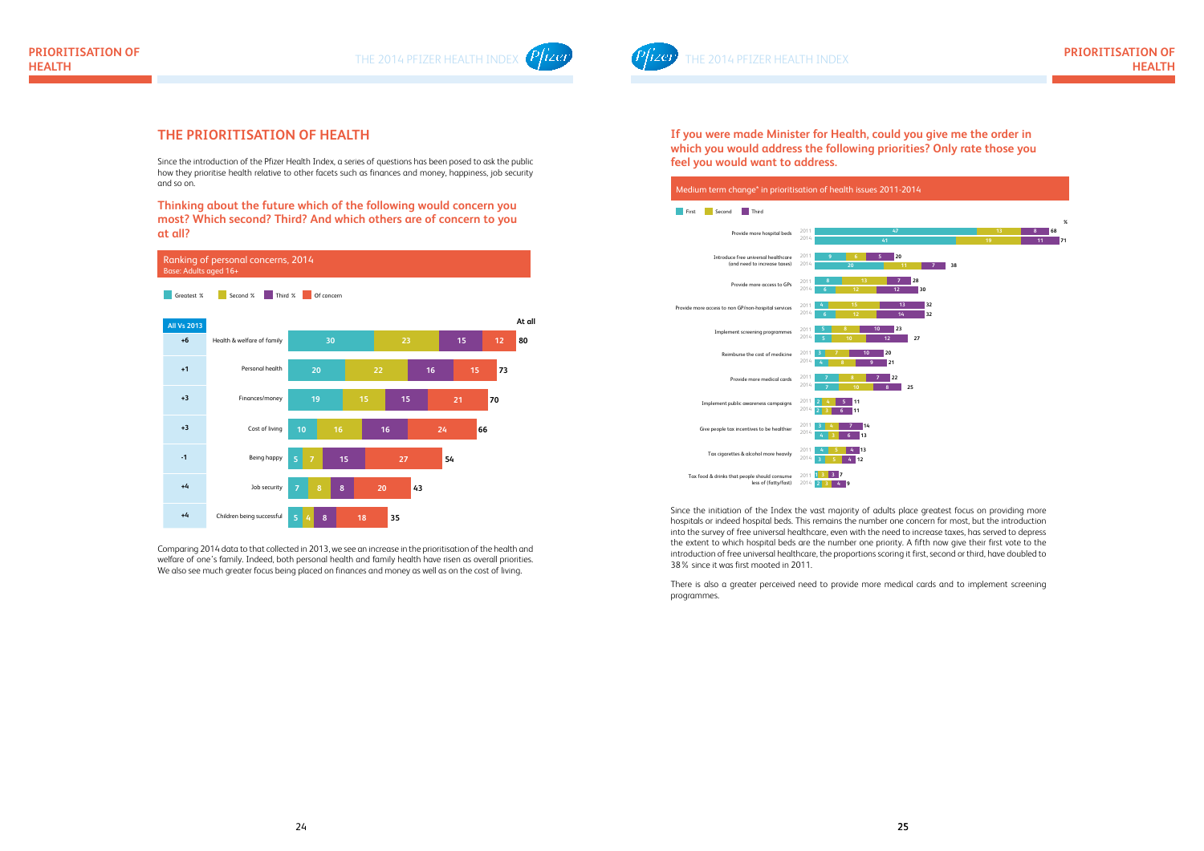# THE PRIORITISATION OF HEALTH

Since the introduction of the Pfizer Health Index, a series of questions has been posed to ask the public how they prioritise health relative to other facets such as finances and money, happiness, job security and so on.

## Thinking about the future which of the following would concern you most? Which second? Third? And which others are of concern to you at all?

**Ranking of personal concerns, 2014**
Base: Adults aged 16+

| All Vs 2013 | Concern | Greatest % | Second % | Third % | Of concern | At all |
|---|---|---|---|---|---|---|
| +6 | Health & welfare of family | 30 | 23 | 15 | 12 | 80 |
| +1 | Personal health | 20 | 22 | 16 | 15 | 73 |
| +3 | Finances/money | 19 | 15 | 15 | 21 | 70 |
| +3 | Cost of living | 10 | 16 | 16 | 24 | 66 |
| -1 | Being happy | 5 | 7 | 15 | 27 | 54 |
| +4 | Job security | 7 | 8 | 8 | 20 | 43 |
| +4 | Children being successful | 5 | 4 | 8 | 18 | 35 |

Comparing 2014 data to that collected in 2013, we see an increase in the prioritisation of the health and welfare of one's family. Indeed, both personal health and family health have risen as overall priorities. We also see much greater focus being placed on finances and money as well as on the cost of living.

## If you were made Minister for Health, could you give me the order in which you would address the following priorities? Only rate those you feel you would want to address.

**Medium term change* in prioritisation of health issues 2011-2014**

| Priority | Year | First | Second | Third | % |
|---|---|---|---|---|---|
| Provide more hospital beds | 2011 | 47 | 13 | 8 | 68 |
| | 2014 | 41 | 19 | 11 | 71 |
| Introduce free universal healthcare (and need to increase taxes) | 2011 | 9 | 6 | 5 | 20 |
| | 2014 | 20 | 11 | 7 | 38 |
| Provide more access to GPs | 2011 | 8 | 13 | 7 | 28 |
| | 2014 | 6 | 12 | 12 | 30 |
| Provide more access to non GP/non-hospital services | 2011 | 4 | 15 | 13 | 32 |
| | 2014 | 6 | 12 | 14 | 32 |
| Implement screening programmes | 2011 | 5 | 8 | 10 | 23 |
| | 2014 | 5 | 10 | 12 | 27 |
| Reimburse the cost of medicine | 2011 | 3 | 7 | 10 | 20 |
| | 2014 | 4 | 8 | 9 | 21 |
| Provide more medical cards | 2011 | 7 | 8 | 7 | 22 |
| | 2014 | 7 | 10 | 8 | 25 |
| Implement public awareness campaigns | 2011 | 2 | 4 | 5 | 11 |
| | 2014 | 2 | 3 | 6 | 11 |
| Give people tax incentives to be healthier | 2011 | 3 | 4 | 7 | 14 |
| | 2014 | 4 | 3 | 6 | 13 |
| Tax cigarettes & alcohol more heavily | 2011 | 4 | 5 | 4 | 13 |
| | 2014 | 3 | 5 | 4 | 12 |
| Tax food & drinks that people should consume less of (fatty/fast) | 2011 | 1 | 3 | 3 | 7 |
| | 2014 | 2 | 3 | 4 | 9 |

Since the initiation of the Index the vast majority of adults place greatest focus on providing more hospitals or indeed hospital beds. This remains the number one concern for most, but the introduction into the survey of free universal healthcare, even with the need to increase taxes, has served to depress the extent to which hospital beds are the number one priority. A fifth now give their first vote to the introduction of free universal healthcare, the proportions scoring it first, second or third, have doubled to 38% since it was first mooted in 2011.

There is also a greater perceived need to provide more medical cards and to implement screening programmes.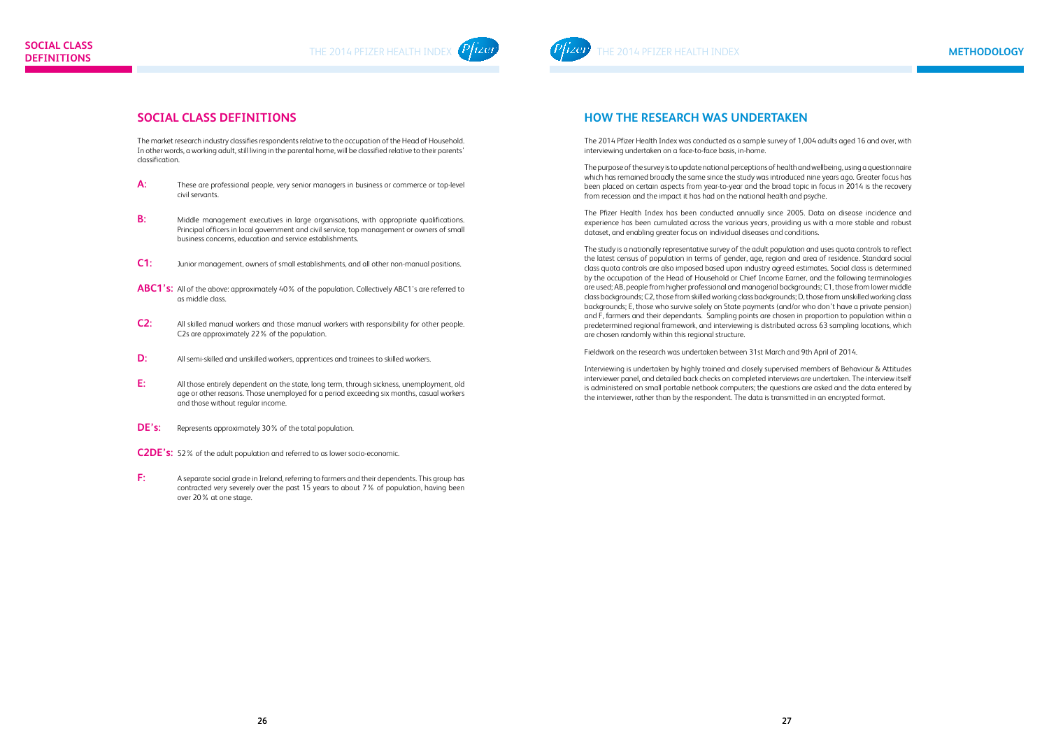## SOCIAL CLASS DEFINITIONS

The market research industry classifies respondents relative to the occupation of the Head of Household. In other words, a working adult, still living in the parental home, will be classified relative to their parents' classification.

**A:** These are professional people, very senior managers in business or commerce or top-level civil servants.

**B:** Middle management executives in large organisations, with appropriate qualifications. Principal officers in local government and civil service, top management or owners of small business concerns, education and service establishments.

**C1:** Junior management, owners of small establishments, and all other non-manual positions.

**ABC1's:** All of the above: approximately 40% of the population. Collectively ABC1's are referred to as middle class.

**C2:** All skilled manual workers and those manual workers with responsibility for other people. C2s are approximately 22% of the population.

**D:** All semi-skilled and unskilled workers, apprentices and trainees to skilled workers.

**E:** All those entirely dependent on the state, long term, through sickness, unemployment, old age or other reasons. Those unemployed for a period exceeding six months, casual workers and those without regular income.

**DE's:** Represents approximately 30% of the total population.

**C2DE's:** 52% of the adult population and referred to as lower socio-economic.

**F:** A separate social grade in Ireland, referring to farmers and their dependents. This group has contracted very severely over the past 15 years to about 7% of population, having been over 20% at one stage.

## HOW THE RESEARCH WAS UNDERTAKEN

The 2014 Pfizer Health Index was conducted as a sample survey of 1,004 adults aged 16 and over, with interviewing undertaken on a face-to-face basis, in-home.

The purpose of the survey is to update national perceptions of health and wellbeing, using a questionnaire which has remained broadly the same since the study was introduced nine years ago. Greater focus has been placed on certain aspects from year-to-year and the broad topic in focus in 2014 is the recovery from recession and the impact it has had on the national health and psyche.

The Pfizer Health Index has been conducted annually since 2005. Data on disease incidence and experience has been cumulated across the various years, providing us with a more stable and robust dataset, and enabling greater focus on individual diseases and conditions.

The study is a nationally representative survey of the adult population and uses quota controls to reflect the latest census of population in terms of gender, age, region and area of residence. Standard social class quota controls are also imposed based upon industry agreed estimates. Social class is determined by the occupation of the Head of Household or Chief Income Earner, and the following terminologies are used; AB, people from higher professional and managerial backgrounds; C1, those from lower middle class backgrounds; C2, those from skilled working class backgrounds; D, those from unskilled working class backgrounds; E, those who survive solely on State payments (and/or who don't have a private pension) and F, farmers and their dependants. Sampling points are chosen in proportion to population within a predetermined regional framework, and interviewing is distributed across 63 sampling locations, which are chosen randomly within this regional structure.

Fieldwork on the research was undertaken between 31st March and 9th April of 2014.

Interviewing is undertaken by highly trained and closely supervised members of Behaviour & Attitudes interviewer panel, and detailed back checks on completed interviews are undertaken. The interview itself is administered on small portable netbook computers; the questions are asked and the data entered by the interviewer, rather than by the respondent. The data is transmitted in an encrypted format.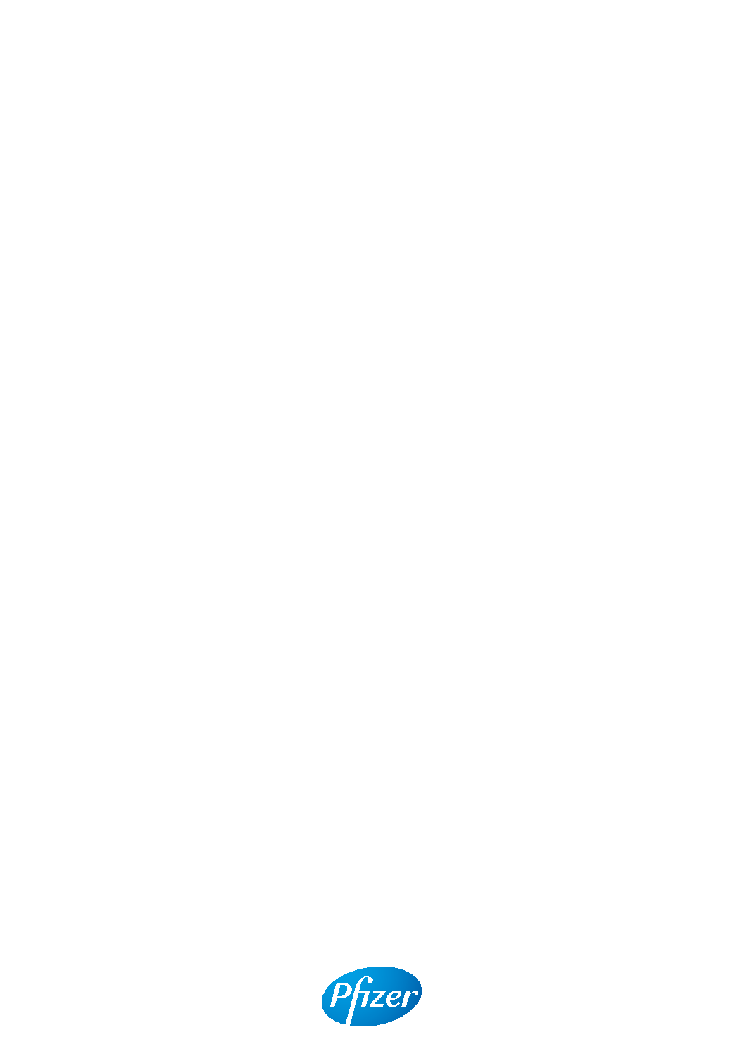Pfizer